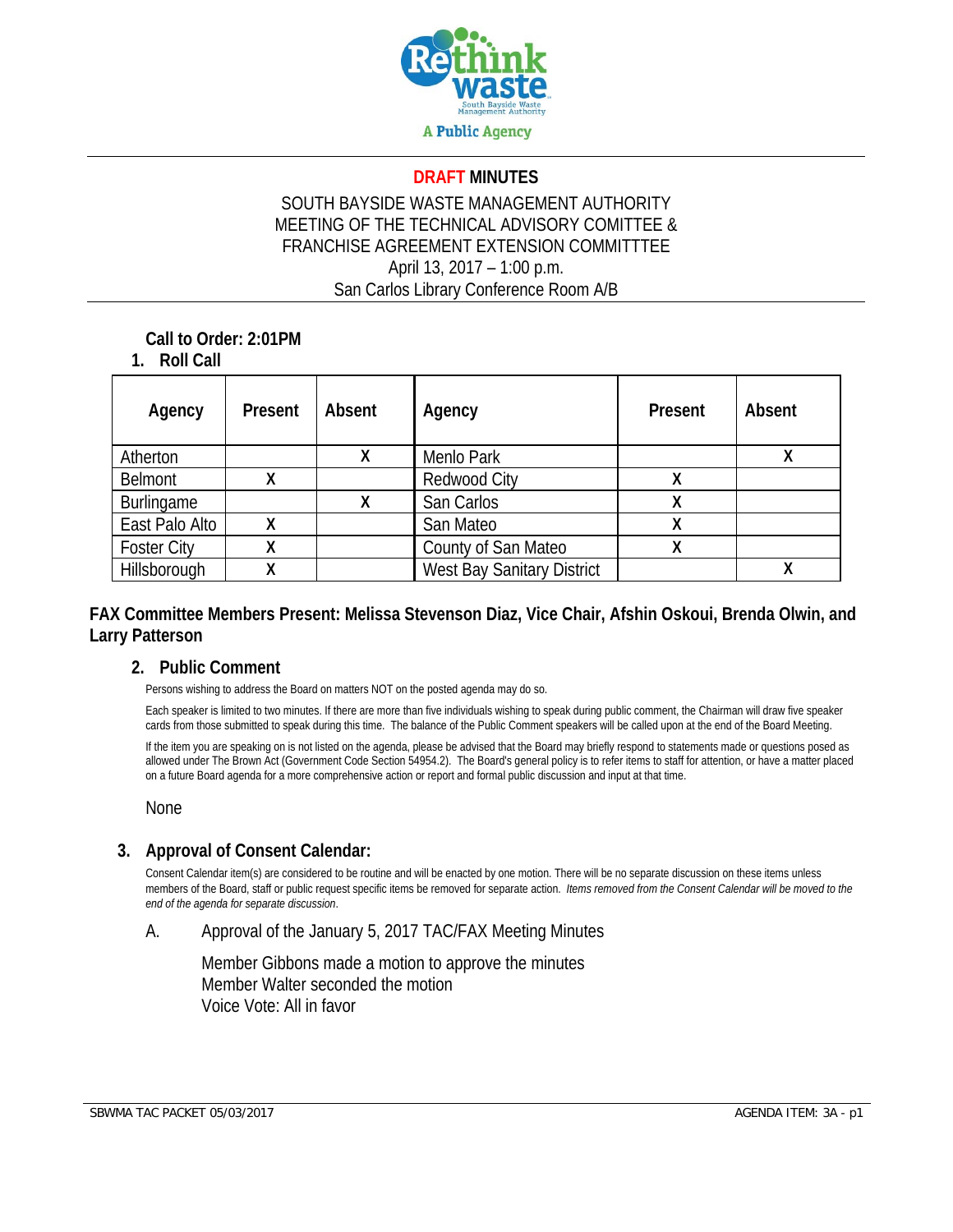A Public Agency

**DRAFT MINUTES**

SOUTH BAYSIDE WASTE MANAGEMENT AUTHORITY
MEETING OF THE TECHNICAL ADVISORY COMITTEE &
FRANCHISE AGREEMENT EXTENSION COMMITTTEE
April 13, 2017 – 1:00 p.m.
San Carlos Library Conference Room A/B

**Call to Order: 2:01PM**

## 1. Roll Call

| Agency | Present | Absent | Agency | Present | Absent |
|---|---|---|---|---|---|
| Atherton | | X | Menlo Park | | X |
| Belmont | X | | Redwood City | X | |
| Burlingame | | X | San Carlos | X | |
| East Palo Alto | X | | San Mateo | X | |
| Foster City | X | | County of San Mateo | X | |
| Hillsborough | X | | West Bay Sanitary District | | X |

**FAX Committee Members Present: Melissa Stevenson Diaz, Vice Chair, Afshin Oskoui, Brenda Olwin, and Larry Patterson**

## 2. Public Comment

Persons wishing to address the Board on matters NOT on the posted agenda may do so.

Each speaker is limited to two minutes. If there are more than five individuals wishing to speak during public comment, the Chairman will draw five speaker cards from those submitted to speak during this time. The balance of the Public Comment speakers will be called upon at the end of the Board Meeting.

If the item you are speaking on is not listed on the agenda, please be advised that the Board may briefly respond to statements made or questions posed as allowed under The Brown Act (Government Code Section 54954.2). The Board's general policy is to refer items to staff for attention, or have a matter placed on a future Board agenda for a more comprehensive action or report and formal public discussion and input at that time.

None

## 3. Approval of Consent Calendar:

Consent Calendar item(s) are considered to be routine and will be enacted by one motion. There will be no separate discussion on these items unless members of the Board, staff or public request specific items be removed for separate action. *Items removed from the Consent Calendar will be moved to the end of the agenda for separate discussion*.

A. Approval of the January 5, 2017 TAC/FAX Meeting Minutes

Member Gibbons made a motion to approve the minutes
Member Walter seconded the motion
Voice Vote: All in favor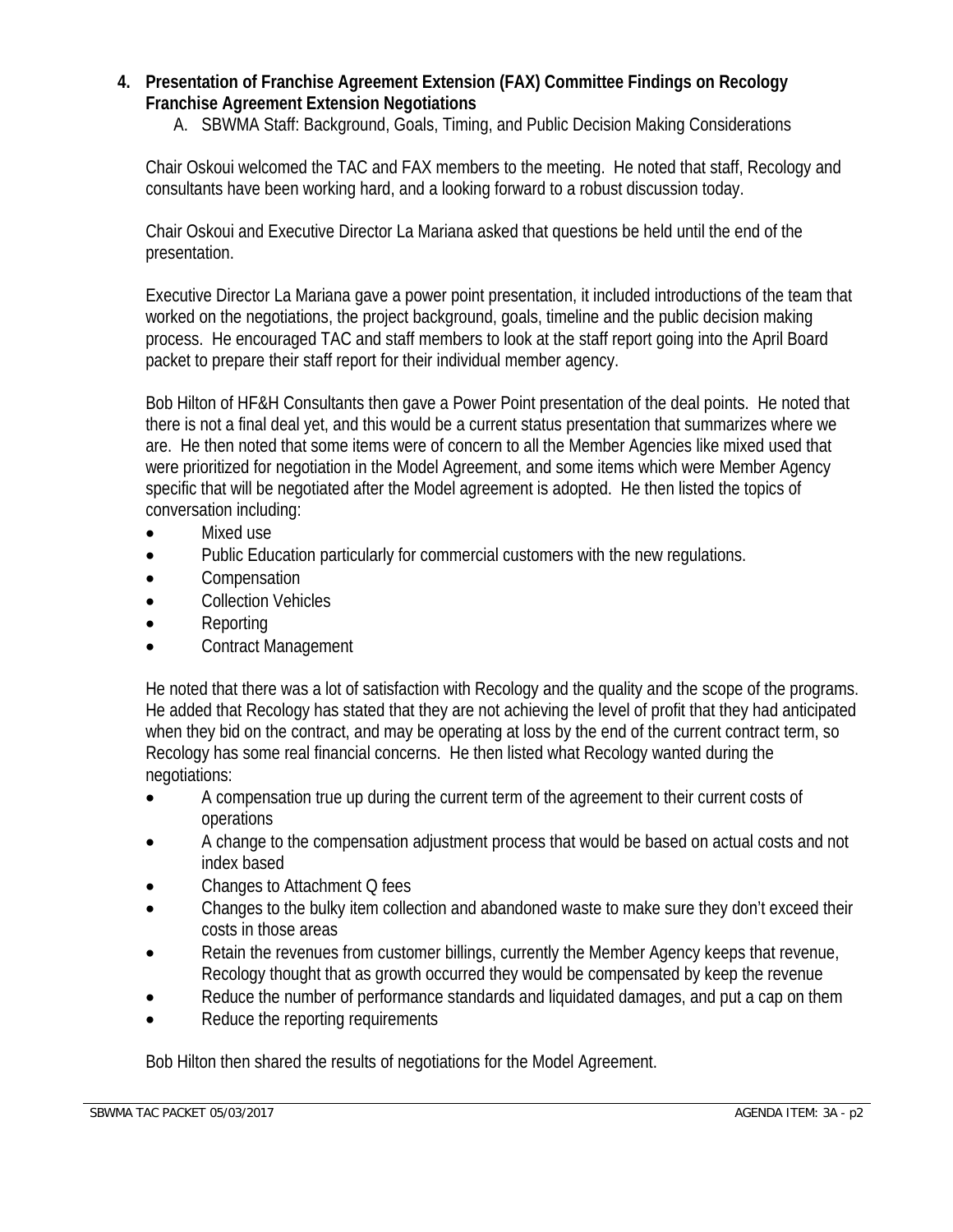4. **Presentation of Franchise Agreement Extension (FAX) Committee Findings on Recology Franchise Agreement Extension Negotiations**
   A. SBWMA Staff: Background, Goals, Timing, and Public Decision Making Considerations

Chair Oskoui welcomed the TAC and FAX members to the meeting. He noted that staff, Recology and consultants have been working hard, and a looking forward to a robust discussion today.

Chair Oskoui and Executive Director La Mariana asked that questions be held until the end of the presentation.

Executive Director La Mariana gave a power point presentation, it included introductions of the team that worked on the negotiations, the project background, goals, timeline and the public decision making process. He encouraged TAC and staff members to look at the staff report going into the April Board packet to prepare their staff report for their individual member agency.

Bob Hilton of HF&H Consultants then gave a Power Point presentation of the deal points. He noted that there is not a final deal yet, and this would be a current status presentation that summarizes where we are. He then noted that some items were of concern to all the Member Agencies like mixed used that were prioritized for negotiation in the Model Agreement, and some items which were Member Agency specific that will be negotiated after the Model agreement is adopted. He then listed the topics of conversation including:

- Mixed use
- Public Education particularly for commercial customers with the new regulations.
- Compensation
- Collection Vehicles
- Reporting
- Contract Management

He noted that there was a lot of satisfaction with Recology and the quality and the scope of the programs. He added that Recology has stated that they are not achieving the level of profit that they had anticipated when they bid on the contract, and may be operating at loss by the end of the current contract term, so Recology has some real financial concerns. He then listed what Recology wanted during the negotiations:

- A compensation true up during the current term of the agreement to their current costs of operations
- A change to the compensation adjustment process that would be based on actual costs and not index based
- Changes to Attachment Q fees
- Changes to the bulky item collection and abandoned waste to make sure they don't exceed their costs in those areas
- Retain the revenues from customer billings, currently the Member Agency keeps that revenue, Recology thought that as growth occurred they would be compensated by keep the revenue
- Reduce the number of performance standards and liquidated damages, and put a cap on them
- Reduce the reporting requirements

Bob Hilton then shared the results of negotiations for the Model Agreement.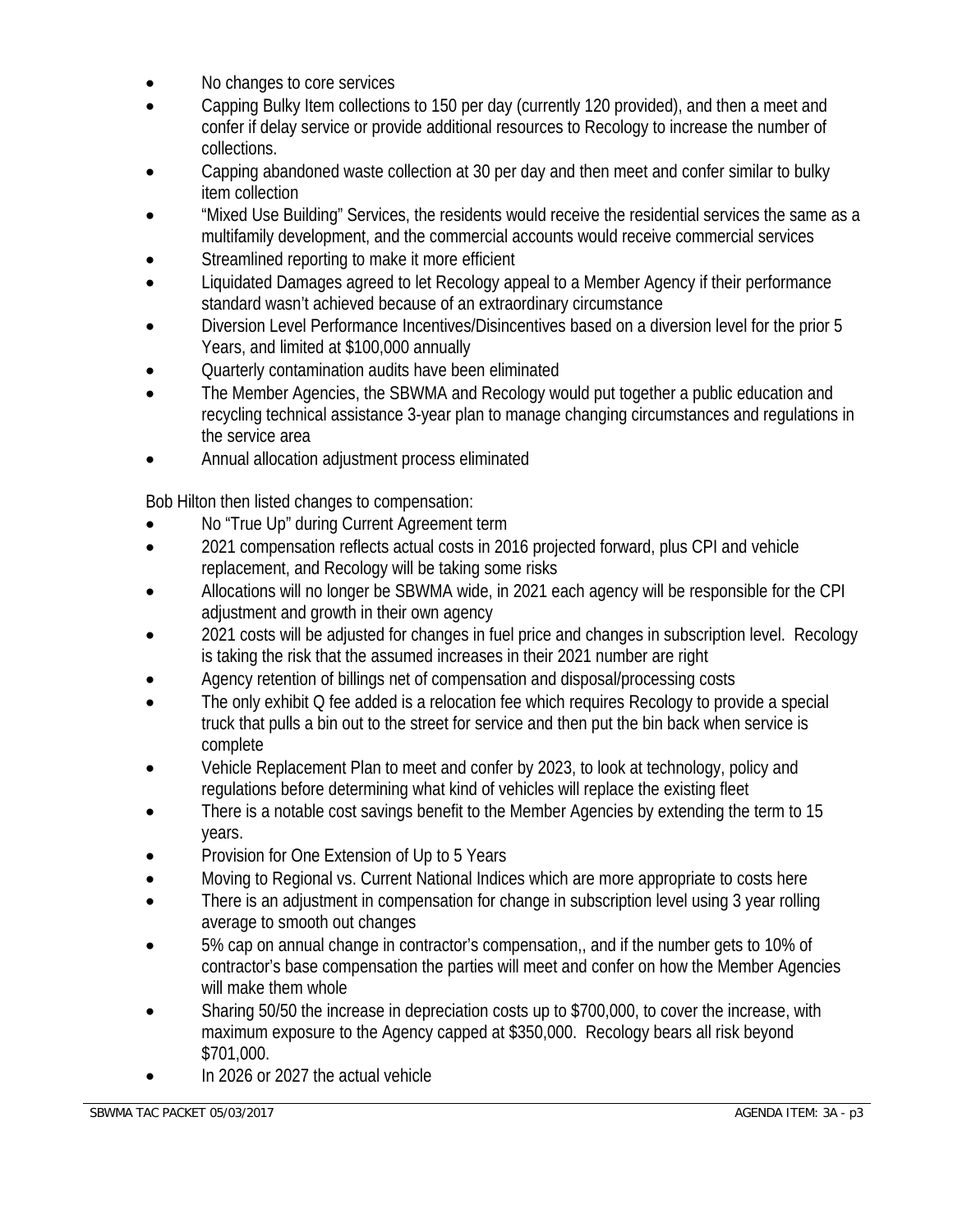- No changes to core services
- Capping Bulky Item collections to 150 per day (currently 120 provided), and then a meet and confer if delay service or provide additional resources to Recology to increase the number of collections.
- Capping abandoned waste collection at 30 per day and then meet and confer similar to bulky item collection
- "Mixed Use Building" Services, the residents would receive the residential services the same as a multifamily development, and the commercial accounts would receive commercial services
- Streamlined reporting to make it more efficient
- Liquidated Damages agreed to let Recology appeal to a Member Agency if their performance standard wasn't achieved because of an extraordinary circumstance
- Diversion Level Performance Incentives/Disincentives based on a diversion level for the prior 5 Years, and limited at $100,000 annually
- Quarterly contamination audits have been eliminated
- The Member Agencies, the SBWMA and Recology would put together a public education and recycling technical assistance 3-year plan to manage changing circumstances and regulations in the service area
- Annual allocation adjustment process eliminated

Bob Hilton then listed changes to compensation:

- No "True Up" during Current Agreement term
- 2021 compensation reflects actual costs in 2016 projected forward, plus CPI and vehicle replacement, and Recology will be taking some risks
- Allocations will no longer be SBWMA wide, in 2021 each agency will be responsible for the CPI adjustment and growth in their own agency
- 2021 costs will be adjusted for changes in fuel price and changes in subscription level. Recology is taking the risk that the assumed increases in their 2021 number are right
- Agency retention of billings net of compensation and disposal/processing costs
- The only exhibit Q fee added is a relocation fee which requires Recology to provide a special truck that pulls a bin out to the street for service and then put the bin back when service is complete
- Vehicle Replacement Plan to meet and confer by 2023, to look at technology, policy and regulations before determining what kind of vehicles will replace the existing fleet
- There is a notable cost savings benefit to the Member Agencies by extending the term to 15 years.
- Provision for One Extension of Up to 5 Years
- Moving to Regional vs. Current National Indices which are more appropriate to costs here
- There is an adjustment in compensation for change in subscription level using 3 year rolling average to smooth out changes
- 5% cap on annual change in contractor's compensation,, and if the number gets to 10% of contractor's base compensation the parties will meet and confer on how the Member Agencies will make them whole
- Sharing 50/50 the increase in depreciation costs up to $700,000, to cover the increase, with maximum exposure to the Agency capped at $350,000. Recology bears all risk beyond $701,000.
- In 2026 or 2027 the actual vehicle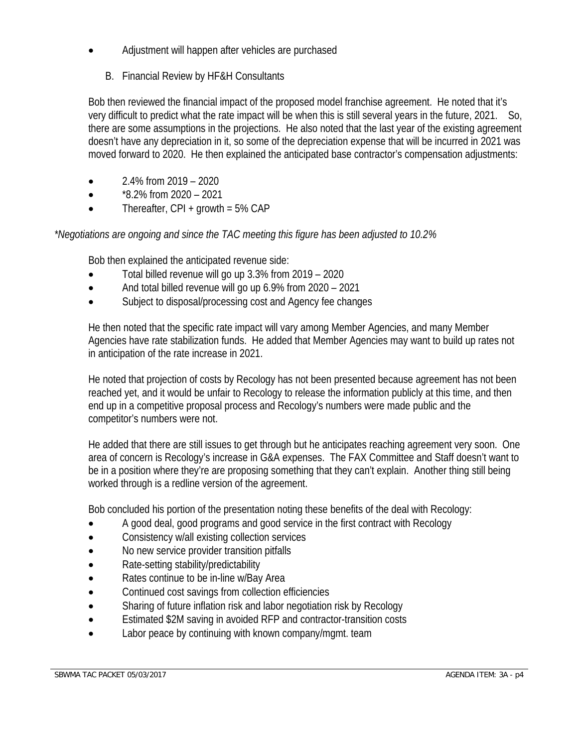- Adjustment will happen after vehicles are purchased

B. Financial Review by HF&H Consultants

Bob then reviewed the financial impact of the proposed model franchise agreement. He noted that it's very difficult to predict what the rate impact will be when this is still several years in the future, 2021. So, there are some assumptions in the projections. He also noted that the last year of the existing agreement doesn't have any depreciation in it, so some of the depreciation expense that will be incurred in 2021 was moved forward to 2020. He then explained the anticipated base contractor's compensation adjustments:

- 2.4% from 2019 – 2020
- *8.2% from 2020 – 2021
- Thereafter, CPI + growth = 5% CAP

*\*Negotiations are ongoing and since the TAC meeting this figure has been adjusted to 10.2%*

Bob then explained the anticipated revenue side:

- Total billed revenue will go up 3.3% from 2019 – 2020
- And total billed revenue will go up 6.9% from 2020 – 2021
- Subject to disposal/processing cost and Agency fee changes

He then noted that the specific rate impact will vary among Member Agencies, and many Member Agencies have rate stabilization funds. He added that Member Agencies may want to build up rates not in anticipation of the rate increase in 2021.

He noted that projection of costs by Recology has not been presented because agreement has not been reached yet, and it would be unfair to Recology to release the information publicly at this time, and then end up in a competitive proposal process and Recology's numbers were made public and the competitor's numbers were not.

He added that there are still issues to get through but he anticipates reaching agreement very soon. One area of concern is Recology's increase in G&A expenses. The FAX Committee and Staff doesn't want to be in a position where they're are proposing something that they can't explain. Another thing still being worked through is a redline version of the agreement.

Bob concluded his portion of the presentation noting these benefits of the deal with Recology:

- A good deal, good programs and good service in the first contract with Recology
- Consistency w/all existing collection services
- No new service provider transition pitfalls
- Rate-setting stability/predictability
- Rates continue to be in-line w/Bay Area
- Continued cost savings from collection efficiencies
- Sharing of future inflation risk and labor negotiation risk by Recology
- Estimated $2M saving in avoided RFP and contractor-transition costs
- Labor peace by continuing with known company/mgmt. team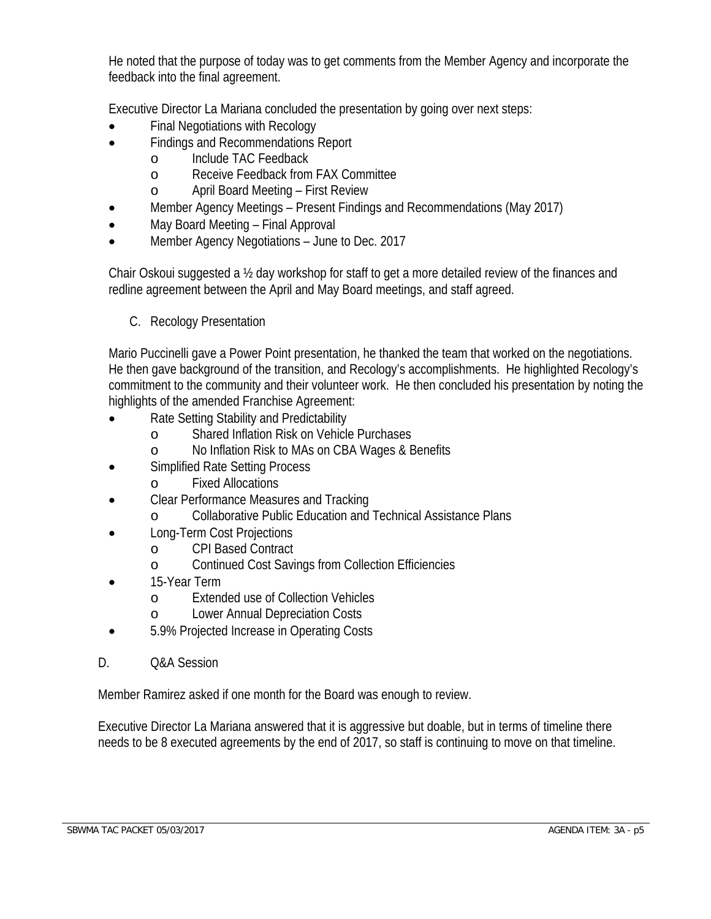He noted that the purpose of today was to get comments from the Member Agency and incorporate the feedback into the final agreement.

Executive Director La Mariana concluded the presentation by going over next steps:

- Final Negotiations with Recology
- Findings and Recommendations Report
  - Include TAC Feedback
  - Receive Feedback from FAX Committee
  - April Board Meeting – First Review
- Member Agency Meetings – Present Findings and Recommendations (May 2017)
- May Board Meeting – Final Approval
- Member Agency Negotiations – June to Dec. 2017

Chair Oskoui suggested a ½ day workshop for staff to get a more detailed review of the finances and redline agreement between the April and May Board meetings, and staff agreed.

C. Recology Presentation

Mario Puccinelli gave a Power Point presentation, he thanked the team that worked on the negotiations. He then gave background of the transition, and Recology's accomplishments. He highlighted Recology's commitment to the community and their volunteer work. He then concluded his presentation by noting the highlights of the amended Franchise Agreement:

- Rate Setting Stability and Predictability
  - Shared Inflation Risk on Vehicle Purchases
  - No Inflation Risk to MAs on CBA Wages & Benefits
- Simplified Rate Setting Process
  - Fixed Allocations
- Clear Performance Measures and Tracking
  - Collaborative Public Education and Technical Assistance Plans
- Long-Term Cost Projections
  - CPI Based Contract
  - Continued Cost Savings from Collection Efficiencies
- 15-Year Term
  - Extended use of Collection Vehicles
  - Lower Annual Depreciation Costs
- 5.9% Projected Increase in Operating Costs

D. Q&A Session

Member Ramirez asked if one month for the Board was enough to review.

Executive Director La Mariana answered that it is aggressive but doable, but in terms of timeline there needs to be 8 executed agreements by the end of 2017, so staff is continuing to move on that timeline.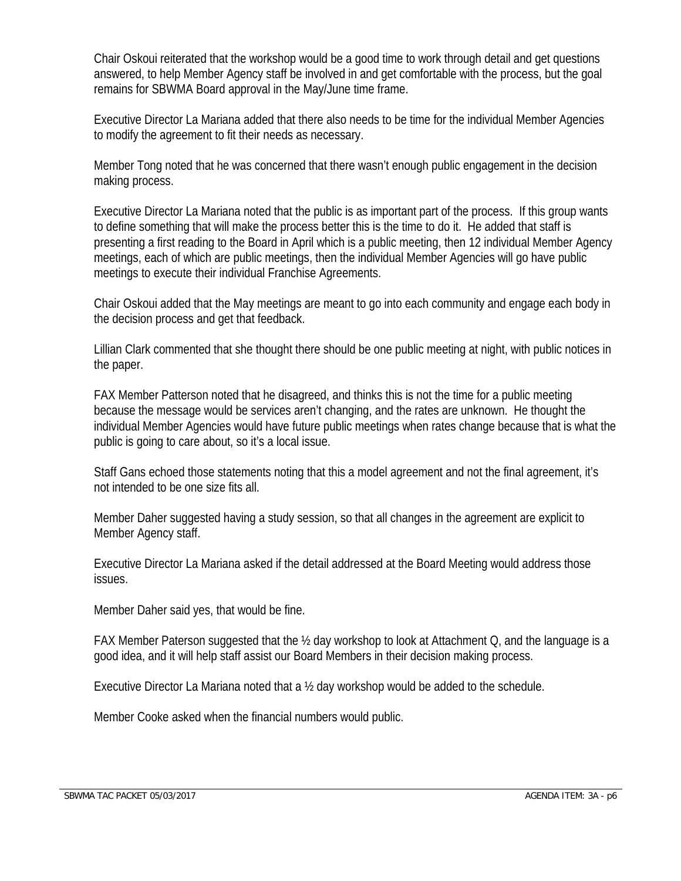Chair Oskoui reiterated that the workshop would be a good time to work through detail and get questions answered, to help Member Agency staff be involved in and get comfortable with the process, but the goal remains for SBWMA Board approval in the May/June time frame.

Executive Director La Mariana added that there also needs to be time for the individual Member Agencies to modify the agreement to fit their needs as necessary.

Member Tong noted that he was concerned that there wasn't enough public engagement in the decision making process.

Executive Director La Mariana noted that the public is as important part of the process. If this group wants to define something that will make the process better this is the time to do it. He added that staff is presenting a first reading to the Board in April which is a public meeting, then 12 individual Member Agency meetings, each of which are public meetings, then the individual Member Agencies will go have public meetings to execute their individual Franchise Agreements.

Chair Oskoui added that the May meetings are meant to go into each community and engage each body in the decision process and get that feedback.

Lillian Clark commented that she thought there should be one public meeting at night, with public notices in the paper.

FAX Member Patterson noted that he disagreed, and thinks this is not the time for a public meeting because the message would be services aren't changing, and the rates are unknown. He thought the individual Member Agencies would have future public meetings when rates change because that is what the public is going to care about, so it's a local issue.

Staff Gans echoed those statements noting that this a model agreement and not the final agreement, it's not intended to be one size fits all.

Member Daher suggested having a study session, so that all changes in the agreement are explicit to Member Agency staff.

Executive Director La Mariana asked if the detail addressed at the Board Meeting would address those issues.

Member Daher said yes, that would be fine.

FAX Member Paterson suggested that the ½ day workshop to look at Attachment Q, and the language is a good idea, and it will help staff assist our Board Members in their decision making process.

Executive Director La Mariana noted that a ½ day workshop would be added to the schedule.

Member Cooke asked when the financial numbers would public.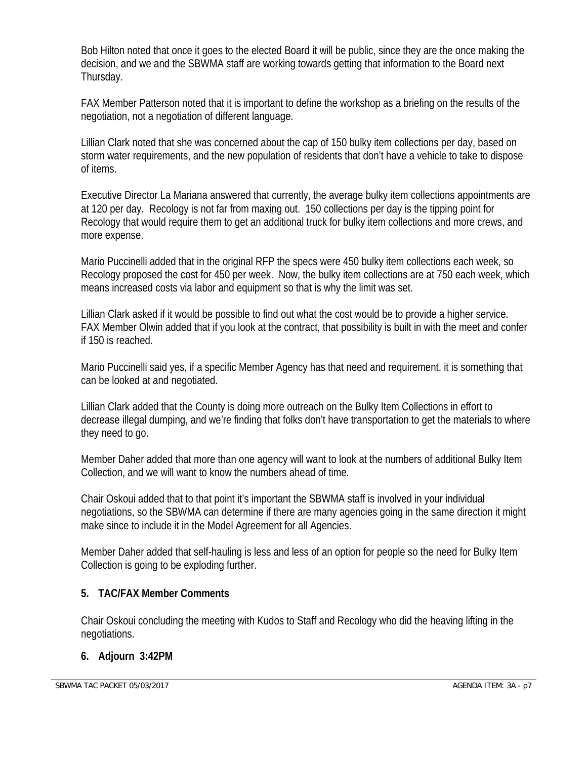Bob Hilton noted that once it goes to the elected Board it will be public, since they are the once making the decision, and we and the SBWMA staff are working towards getting that information to the Board next Thursday.

FAX Member Patterson noted that it is important to define the workshop as a briefing on the results of the negotiation, not a negotiation of different language.

Lillian Clark noted that she was concerned about the cap of 150 bulky item collections per day, based on storm water requirements, and the new population of residents that don't have a vehicle to take to dispose of items.

Executive Director La Mariana answered that currently, the average bulky item collections appointments are at 120 per day. Recology is not far from maxing out. 150 collections per day is the tipping point for Recology that would require them to get an additional truck for bulky item collections and more crews, and more expense.

Mario Puccinelli added that in the original RFP the specs were 450 bulky item collections each week, so Recology proposed the cost for 450 per week. Now, the bulky item collections are at 750 each week, which means increased costs via labor and equipment so that is why the limit was set.

Lillian Clark asked if it would be possible to find out what the cost would be to provide a higher service. FAX Member Olwin added that if you look at the contract, that possibility is built in with the meet and confer if 150 is reached.

Mario Puccinelli said yes, if a specific Member Agency has that need and requirement, it is something that can be looked at and negotiated.

Lillian Clark added that the County is doing more outreach on the Bulky Item Collections in effort to decrease illegal dumping, and we're finding that folks don't have transportation to get the materials to where they need to go.

Member Daher added that more than one agency will want to look at the numbers of additional Bulky Item Collection, and we will want to know the numbers ahead of time.

Chair Oskoui added that to that point it's important the SBWMA staff is involved in your individual negotiations, so the SBWMA can determine if there are many agencies going in the same direction it might make since to include it in the Model Agreement for all Agencies.

Member Daher added that self-hauling is less and less of an option for people so the need for Bulky Item Collection is going to be exploding further.

**5. TAC/FAX Member Comments**

Chair Oskoui concluding the meeting with Kudos to Staff and Recology who did the heaving lifting in the negotiations.

**6. Adjourn 3:42PM**